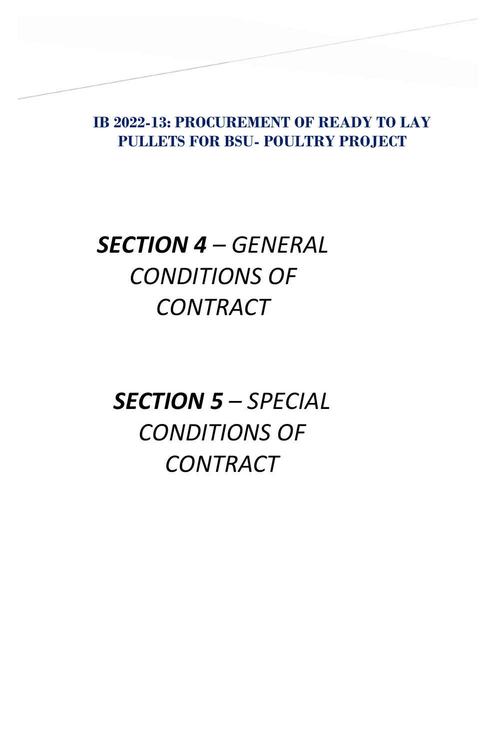**IB 2022-13: PROCUREMENT OF READY TO LAY PULLETS FOR BSU- POULTRY PROJECT**

# ***SECTION 4** – GENERAL CONDITIONS OF CONTRACT*

# ***SECTION 5** – SPECIAL CONDITIONS OF CONTRACT*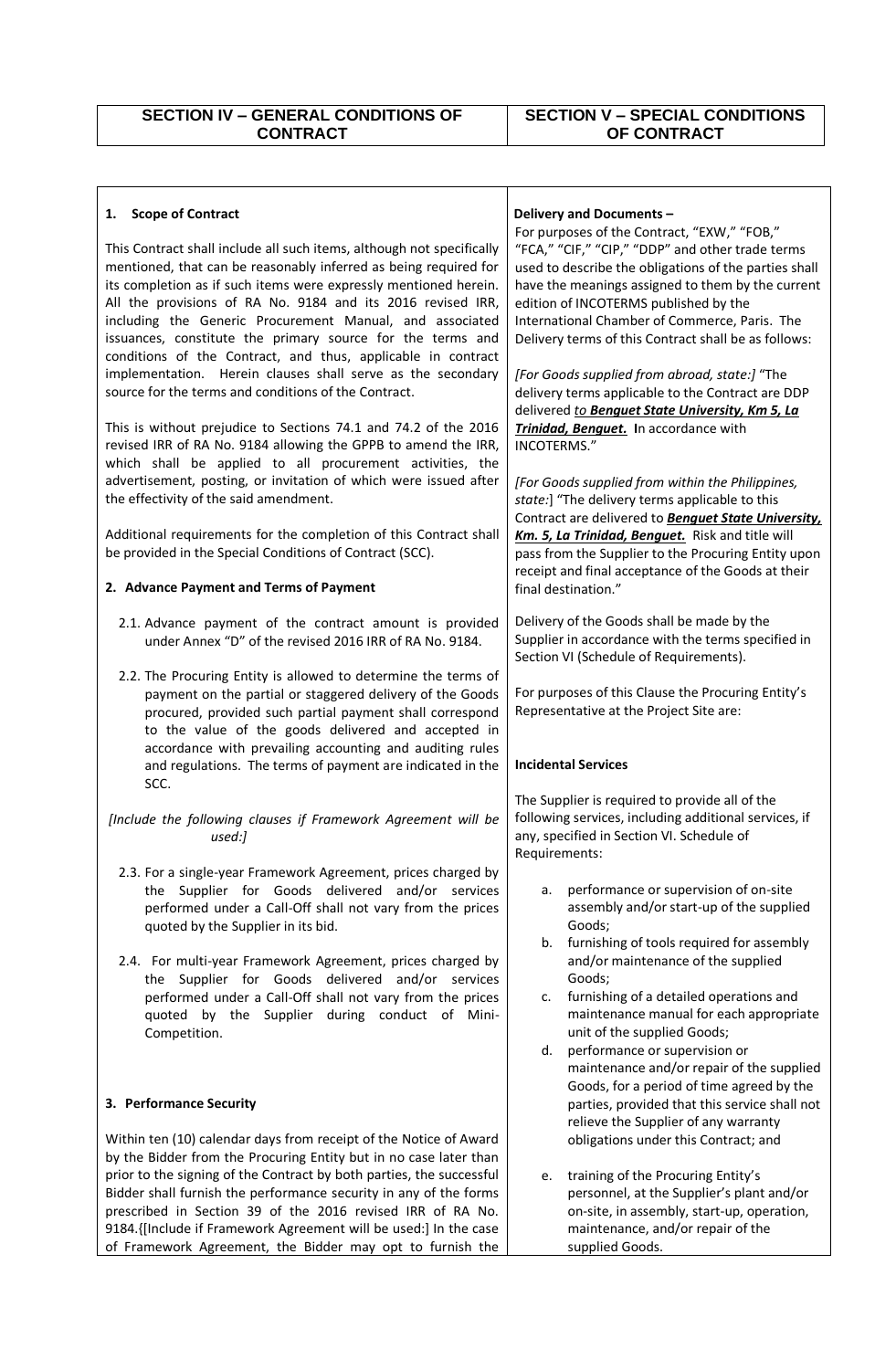| SECTION IV – GENERAL CONDITIONS OF CONTRACT | SECTION V – SPECIAL CONDITIONS OF CONTRACT |
|---|---|

**1. Scope of Contract**

This Contract shall include all such items, although not specifically mentioned, that can be reasonably inferred as being required for its completion as if such items were expressly mentioned herein. All the provisions of RA No. 9184 and its 2016 revised IRR, including the Generic Procurement Manual, and associated issuances, constitute the primary source for the terms and conditions of the Contract, and thus, applicable in contract implementation. Herein clauses shall serve as the secondary source for the terms and conditions of the Contract.

This is without prejudice to Sections 74.1 and 74.2 of the 2016 revised IRR of RA No. 9184 allowing the GPPB to amend the IRR, which shall be applied to all procurement activities, the advertisement, posting, or invitation of which were issued after the effectivity of the said amendment.

Additional requirements for the completion of this Contract shall be provided in the Special Conditions of Contract (SCC).

**2. Advance Payment and Terms of Payment**

2.1. Advance payment of the contract amount is provided under Annex "D" of the revised 2016 IRR of RA No. 9184.

2.2. The Procuring Entity is allowed to determine the terms of payment on the partial or staggered delivery of the Goods procured, provided such partial payment shall correspond to the value of the goods delivered and accepted in accordance with prevailing accounting and auditing rules and regulations. The terms of payment are indicated in the SCC.

*[Include the following clauses if Framework Agreement will be used:]*

2.3. For a single-year Framework Agreement, prices charged by the Supplier for Goods delivered and/or services performed under a Call-Off shall not vary from the prices quoted by the Supplier in its bid.

2.4. For multi-year Framework Agreement, prices charged by the Supplier for Goods delivered and/or services performed under a Call-Off shall not vary from the prices quoted by the Supplier during conduct of Mini-Competition.

**3. Performance Security**

Within ten (10) calendar days from receipt of the Notice of Award by the Bidder from the Procuring Entity but in no case later than prior to the signing of the Contract by both parties, the successful Bidder shall furnish the performance security in any of the forms prescribed in Section 39 of the 2016 revised IRR of RA No. 9184.{[Include if Framework Agreement will be used:] In the case of Framework Agreement, the Bidder may opt to furnish the

**Delivery and Documents –**

For purposes of the Contract, "EXW," "FOB," "FCA," "CIF," "CIP," "DDP" and other trade terms used to describe the obligations of the parties shall have the meanings assigned to them by the current edition of INCOTERMS published by the International Chamber of Commerce, Paris. The Delivery terms of this Contract shall be as follows:

*[For Goods supplied from abroad, state:]* "The delivery terms applicable to the Contract are DDP delivered ***to Benguet State University, Km 5, La Trinidad, Benguet.*** **I**n accordance with INCOTERMS."

*[For Goods supplied from within the Philippines, state:]* "The delivery terms applicable to this Contract are delivered to ***Benguet State University, Km. 5, La Trinidad, Benguet.*** Risk and title will pass from the Supplier to the Procuring Entity upon receipt and final acceptance of the Goods at their final destination."

Delivery of the Goods shall be made by the Supplier in accordance with the terms specified in Section VI (Schedule of Requirements).

For purposes of this Clause the Procuring Entity's Representative at the Project Site are:

**Incidental Services**

The Supplier is required to provide all of the following services, including additional services, if any, specified in Section VI. Schedule of Requirements:

a. performance or supervision of on-site assembly and/or start-up of the supplied Goods;
b. furnishing of tools required for assembly and/or maintenance of the supplied Goods;
c. furnishing of a detailed operations and maintenance manual for each appropriate unit of the supplied Goods;
d. performance or supervision or maintenance and/or repair of the supplied Goods, for a period of time agreed by the parties, provided that this service shall not relieve the Supplier of any warranty obligations under this Contract; and
e. training of the Procuring Entity's personnel, at the Supplier's plant and/or on-site, in assembly, start-up, operation, maintenance, and/or repair of the supplied Goods.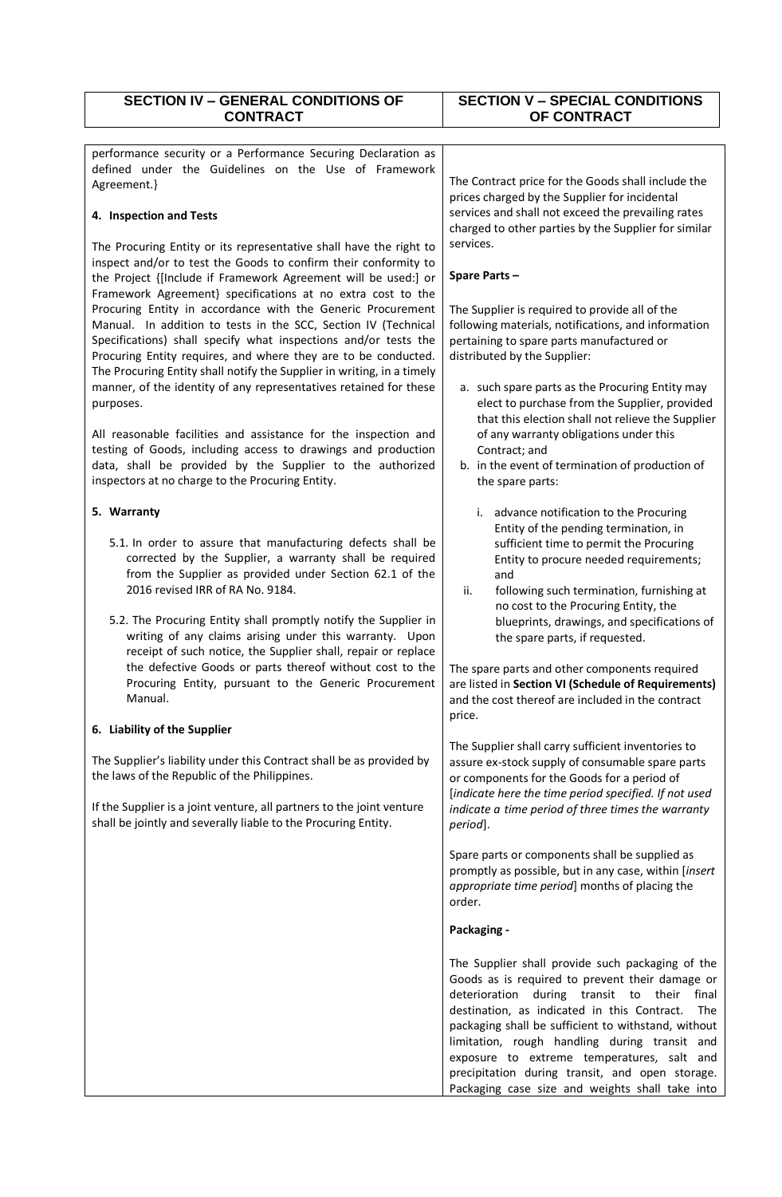| SECTION IV – GENERAL CONDITIONS OF CONTRACT | SECTION V – SPECIAL CONDITIONS OF CONTRACT |
|---|---|

performance security or a Performance Securing Declaration as defined under the Guidelines on the Use of Framework Agreement.}

**4. Inspection and Tests**

The Procuring Entity or its representative shall have the right to inspect and/or to test the Goods to confirm their conformity to the Project {[Include if Framework Agreement will be used:] or Framework Agreement} specifications at no extra cost to the Procuring Entity in accordance with the Generic Procurement Manual. In addition to tests in the SCC, Section IV (Technical Specifications) shall specify what inspections and/or tests the Procuring Entity requires, and where they are to be conducted. The Procuring Entity shall notify the Supplier in writing, in a timely manner, of the identity of any representatives retained for these purposes.

All reasonable facilities and assistance for the inspection and testing of Goods, including access to drawings and production data, shall be provided by the Supplier to the authorized inspectors at no charge to the Procuring Entity.

**5. Warranty**

5.1. In order to assure that manufacturing defects shall be corrected by the Supplier, a warranty shall be required from the Supplier as provided under Section 62.1 of the 2016 revised IRR of RA No. 9184.

5.2. The Procuring Entity shall promptly notify the Supplier in writing of any claims arising under this warranty. Upon receipt of such notice, the Supplier shall, repair or replace the defective Goods or parts thereof without cost to the Procuring Entity, pursuant to the Generic Procurement Manual.

**6. Liability of the Supplier**

The Supplier's liability under this Contract shall be as provided by the laws of the Republic of the Philippines.

If the Supplier is a joint venture, all partners to the joint venture shall be jointly and severally liable to the Procuring Entity.

The Contract price for the Goods shall include the prices charged by the Supplier for incidental services and shall not exceed the prevailing rates charged to other parties by the Supplier for similar services.

**Spare Parts –**

The Supplier is required to provide all of the following materials, notifications, and information pertaining to spare parts manufactured or distributed by the Supplier:

a. such spare parts as the Procuring Entity may elect to purchase from the Supplier, provided that this election shall not relieve the Supplier of any warranty obligations under this Contract; and
b. in the event of termination of production of the spare parts:
    i. advance notification to the Procuring Entity of the pending termination, in sufficient time to permit the Procuring Entity to procure needed requirements; and
    ii. following such termination, furnishing at no cost to the Procuring Entity, the blueprints, drawings, and specifications of the spare parts, if requested.

The spare parts and other components required are listed in **Section VI (Schedule of Requirements)** and the cost thereof are included in the contract price.

The Supplier shall carry sufficient inventories to assure ex-stock supply of consumable spare parts or components for the Goods for a period of [*indicate here the time period specified. If not used indicate a time period of three times the warranty period*].

Spare parts or components shall be supplied as promptly as possible, but in any case, within [*insert appropriate time period*] months of placing the order.

**Packaging -**

The Supplier shall provide such packaging of the Goods as is required to prevent their damage or deterioration during transit to their final destination, as indicated in this Contract. The packaging shall be sufficient to withstand, without limitation, rough handling during transit and exposure to extreme temperatures, salt and precipitation during transit, and open storage. Packaging case size and weights shall take into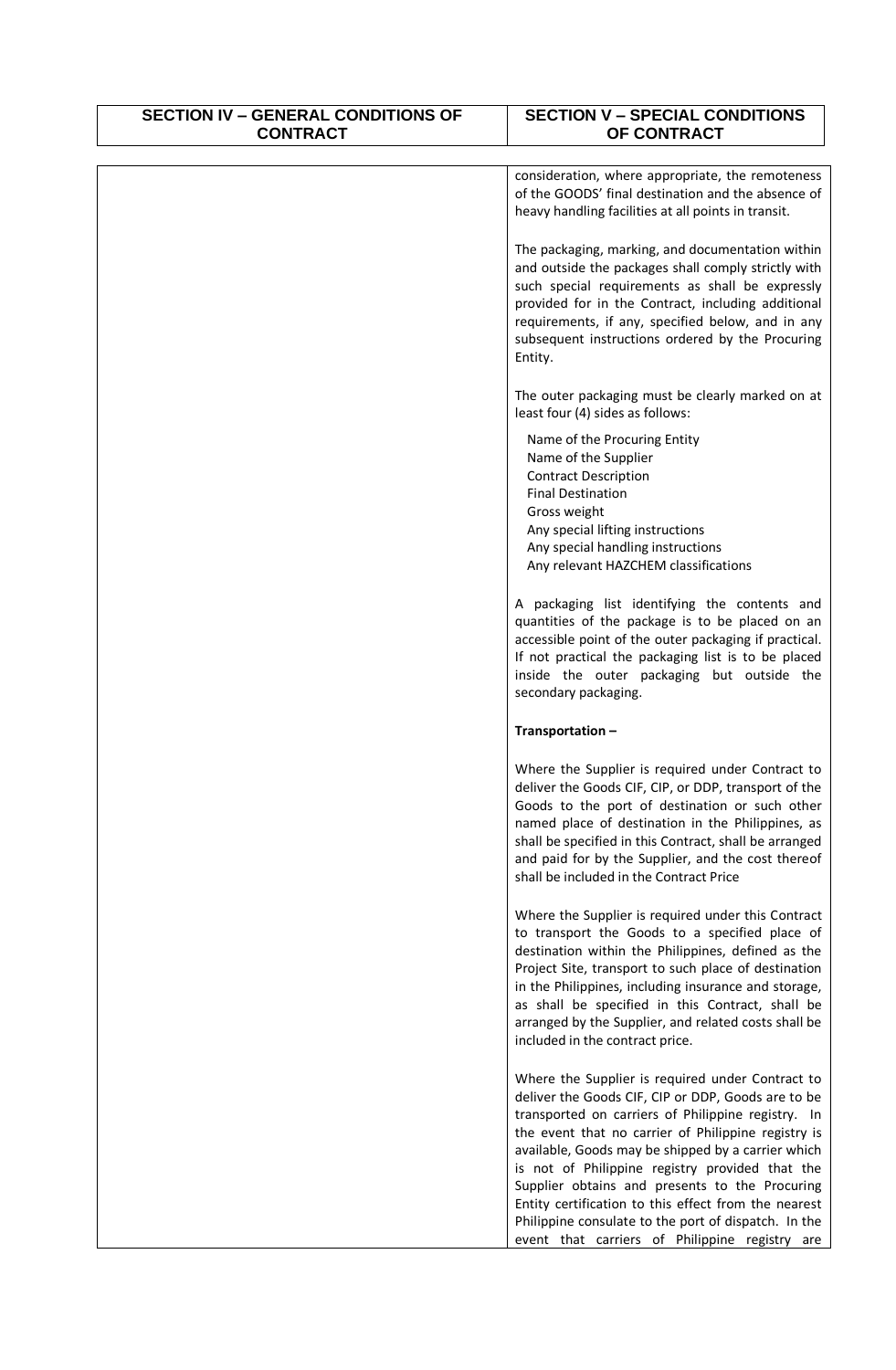| SECTION IV – GENERAL CONDITIONS OF CONTRACT | SECTION V – SPECIAL CONDITIONS OF CONTRACT |
|---|---|
| | consideration, where appropriate, the remoteness of the GOODS' final destination and the absence of heavy handling facilities at all points in transit.<br><br>The packaging, marking, and documentation within and outside the packages shall comply strictly with such special requirements as shall be expressly provided for in the Contract, including additional requirements, if any, specified below, and in any subsequent instructions ordered by the Procuring Entity.<br><br>The outer packaging must be clearly marked on at least four (4) sides as follows:<br><br>Name of the Procuring Entity<br>Name of the Supplier<br>Contract Description<br>Final Destination<br>Gross weight<br>Any special lifting instructions<br>Any special handling instructions<br>Any relevant HAZCHEM classifications<br><br>A packaging list identifying the contents and quantities of the package is to be placed on an accessible point of the outer packaging if practical. If not practical the packaging list is to be placed inside the outer packaging but outside the secondary packaging.<br><br>**Transportation –**<br><br>Where the Supplier is required under Contract to deliver the Goods CIF, CIP, or DDP, transport of the Goods to the port of destination or such other named place of destination in the Philippines, as shall be specified in this Contract, shall be arranged and paid for by the Supplier, and the cost thereof shall be included in the Contract Price<br><br>Where the Supplier is required under this Contract to transport the Goods to a specified place of destination within the Philippines, defined as the Project Site, transport to such place of destination in the Philippines, including insurance and storage, as shall be specified in this Contract, shall be arranged by the Supplier, and related costs shall be included in the contract price.<br><br>Where the Supplier is required under Contract to deliver the Goods CIF, CIP or DDP, Goods are to be transported on carriers of Philippine registry. In the event that no carrier of Philippine registry is available, Goods may be shipped by a carrier which is not of Philippine registry provided that the Supplier obtains and presents to the Procuring Entity certification to this effect from the nearest Philippine consulate to the port of dispatch. In the event that carriers of Philippine registry are |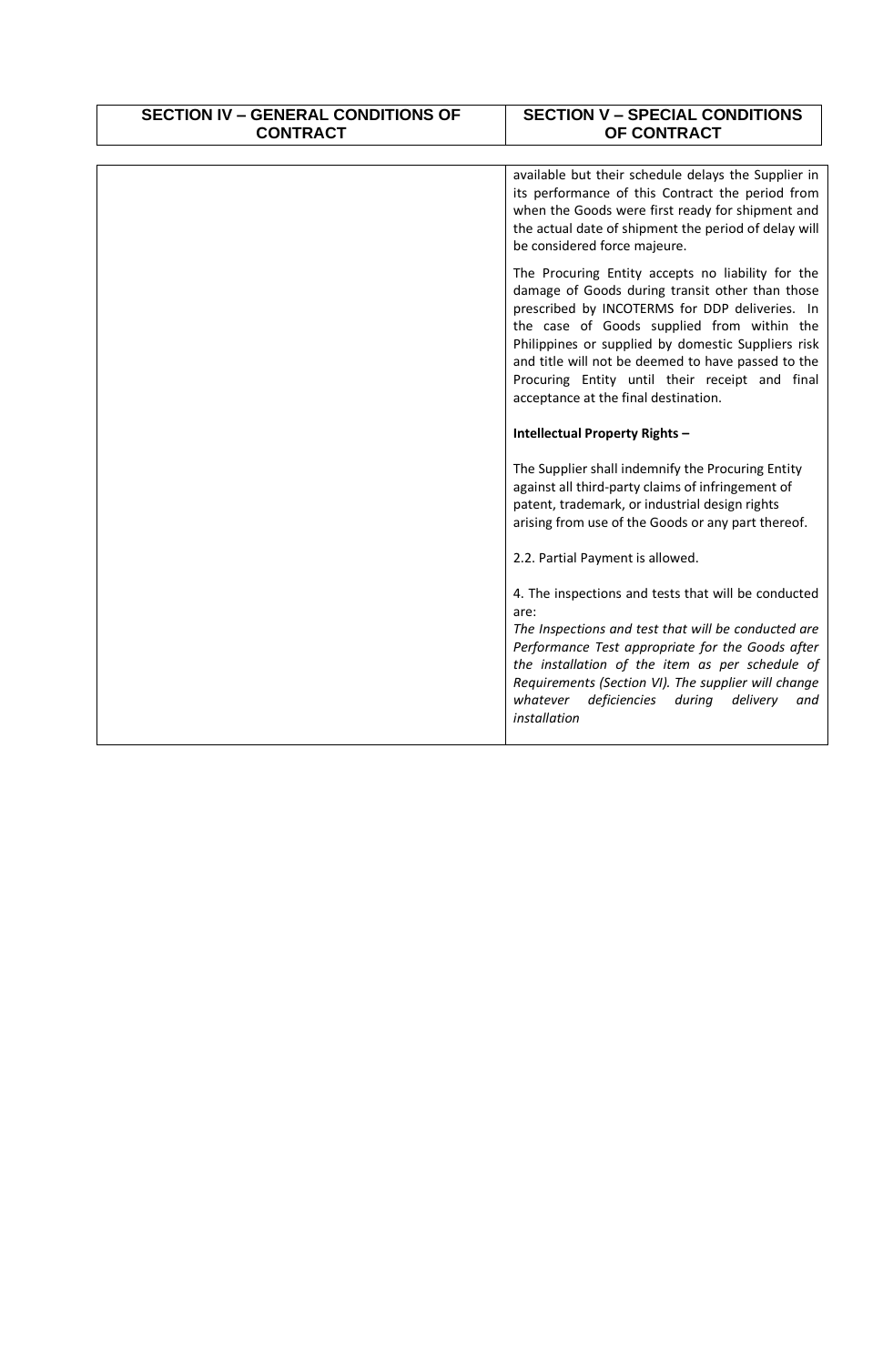| SECTION IV – GENERAL CONDITIONS OF CONTRACT | SECTION V – SPECIAL CONDITIONS OF CONTRACT |
|---|---|
| | available but their schedule delays the Supplier in its performance of this Contract the period from when the Goods were first ready for shipment and the actual date of shipment the period of delay will be considered force majeure.<br><br>The Procuring Entity accepts no liability for the damage of Goods during transit other than those prescribed by INCOTERMS for DDP deliveries. In the case of Goods supplied from within the Philippines or supplied by domestic Suppliers risk and title will not be deemed to have passed to the Procuring Entity until their receipt and final acceptance at the final destination.<br><br>**Intellectual Property Rights –**<br><br>The Supplier shall indemnify the Procuring Entity against all third-party claims of infringement of patent, trademark, or industrial design rights arising from use of the Goods or any part thereof.<br><br>2.2. Partial Payment is allowed.<br><br>4. The inspections and tests that will be conducted are:<br>*The Inspections and test that will be conducted are Performance Test appropriate for the Goods after the installation of the item as per schedule of Requirements (Section VI). The supplier will change whatever deficiencies during delivery and installation* |